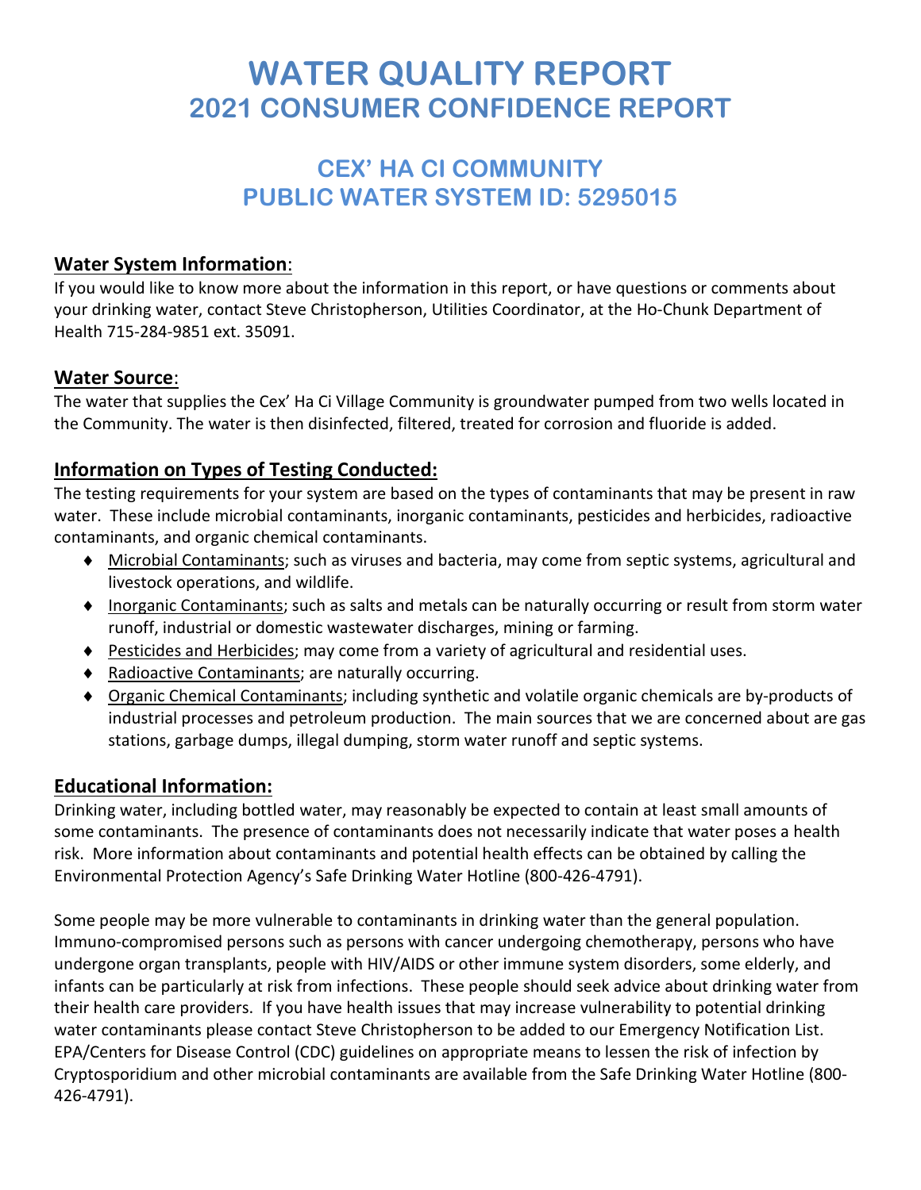# WATER QUALITY REPORT
# 2021 CONSUMER CONFIDENCE REPORT

## CEX' HA CI COMMUNITY
## PUBLIC WATER SYSTEM ID: 5295015

### Water System Information:

If you would like to know more about the information in this report, or have questions or comments about your drinking water, contact Steve Christopherson, Utilities Coordinator, at the Ho-Chunk Department of Health 715-284-9851 ext. 35091.

### Water Source:

The water that supplies the Cex' Ha Ci Village Community is groundwater pumped from two wells located in the Community. The water is then disinfected, filtered, treated for corrosion and fluoride is added.

### Information on Types of Testing Conducted:

The testing requirements for your system are based on the types of contaminants that may be present in raw water. These include microbial contaminants, inorganic contaminants, pesticides and herbicides, radioactive contaminants, and organic chemical contaminants.

- Microbial Contaminants; such as viruses and bacteria, may come from septic systems, agricultural and livestock operations, and wildlife.
- Inorganic Contaminants; such as salts and metals can be naturally occurring or result from storm water runoff, industrial or domestic wastewater discharges, mining or farming.
- Pesticides and Herbicides; may come from a variety of agricultural and residential uses.
- Radioactive Contaminants; are naturally occurring.
- Organic Chemical Contaminants; including synthetic and volatile organic chemicals are by-products of industrial processes and petroleum production. The main sources that we are concerned about are gas stations, garbage dumps, illegal dumping, storm water runoff and septic systems.

### Educational Information:

Drinking water, including bottled water, may reasonably be expected to contain at least small amounts of some contaminants. The presence of contaminants does not necessarily indicate that water poses a health risk. More information about contaminants and potential health effects can be obtained by calling the Environmental Protection Agency's Safe Drinking Water Hotline (800-426-4791).

Some people may be more vulnerable to contaminants in drinking water than the general population. Immuno-compromised persons such as persons with cancer undergoing chemotherapy, persons who have undergone organ transplants, people with HIV/AIDS or other immune system disorders, some elderly, and infants can be particularly at risk from infections. These people should seek advice about drinking water from their health care providers. If you have health issues that may increase vulnerability to potential drinking water contaminants please contact Steve Christopherson to be added to our Emergency Notification List. EPA/Centers for Disease Control (CDC) guidelines on appropriate means to lessen the risk of infection by Cryptosporidium and other microbial contaminants are available from the Safe Drinking Water Hotline (800-426-4791).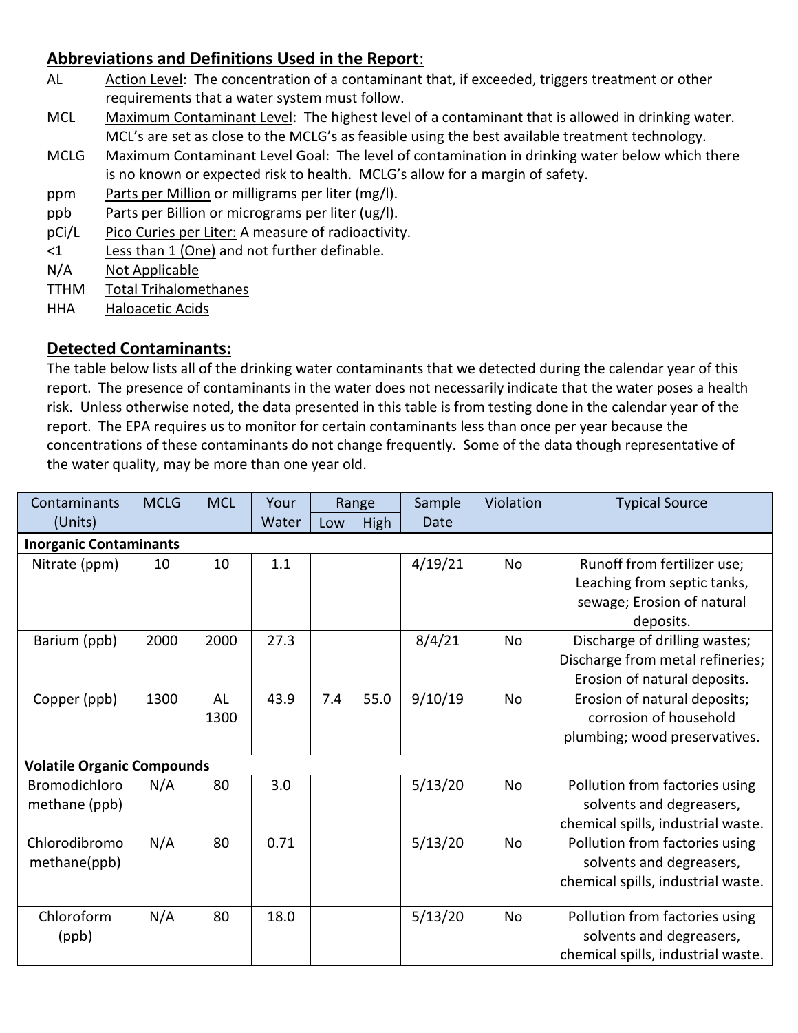## Abbreviations and Definitions Used in the Report:

AL  Action Level: The concentration of a contaminant that, if exceeded, triggers treatment or other requirements that a water system must follow.

MCL  Maximum Contaminant Level: The highest level of a contaminant that is allowed in drinking water. MCL's are set as close to the MCLG's as feasible using the best available treatment technology.

MCLG  Maximum Contaminant Level Goal: The level of contamination in drinking water below which there is no known or expected risk to health. MCLG's allow for a margin of safety.

ppm  Parts per Million or milligrams per liter (mg/l).

ppb  Parts per Billion or micrograms per liter (ug/l).

pCi/L  Pico Curies per Liter: A measure of radioactivity.

<1  Less than 1 (One) and not further definable.

N/A  Not Applicable

TTHM  Total Trihalomethanes

HHA  Haloacetic Acids

## Detected Contaminants:

The table below lists all of the drinking water contaminants that we detected during the calendar year of this report. The presence of contaminants in the water does not necessarily indicate that the water poses a health risk. Unless otherwise noted, the data presented in this table is from testing done in the calendar year of the report. The EPA requires us to monitor for certain contaminants less than once per year because the concentrations of these contaminants do not change frequently. Some of the data though representative of the water quality, may be more than one year old.

| Contaminants (Units) | MCLG | MCL | Your Water | Range | | Sample Date | Violation | Typical Source |
|---|---|---|---|---|---|---|---|---|
| | | | | Low | High | | | |
| **Inorganic Contaminants** | | | | | | | | |
| Nitrate (ppm) | 10 | 10 | 1.1 | | | 4/19/21 | No | Runoff from fertilizer use; Leaching from septic tanks, sewage; Erosion of natural deposits. |
| Barium (ppb) | 2000 | 2000 | 27.3 | | | 8/4/21 | No | Discharge of drilling wastes; Discharge from metal refineries; Erosion of natural deposits. |
| Copper (ppb) | 1300 | AL 1300 | 43.9 | 7.4 | 55.0 | 9/10/19 | No | Erosion of natural deposits; corrosion of household plumbing; wood preservatives. |
| **Volatile Organic Compounds** | | | | | | | | |
| Bromodichloro methane (ppb) | N/A | 80 | 3.0 | | | 5/13/20 | No | Pollution from factories using solvents and degreasers, chemical spills, industrial waste. |
| Chlorodibromo methane(ppb) | N/A | 80 | 0.71 | | | 5/13/20 | No | Pollution from factories using solvents and degreasers, chemical spills, industrial waste. |
| Chloroform (ppb) | N/A | 80 | 18.0 | | | 5/13/20 | No | Pollution from factories using solvents and degreasers, chemical spills, industrial waste. |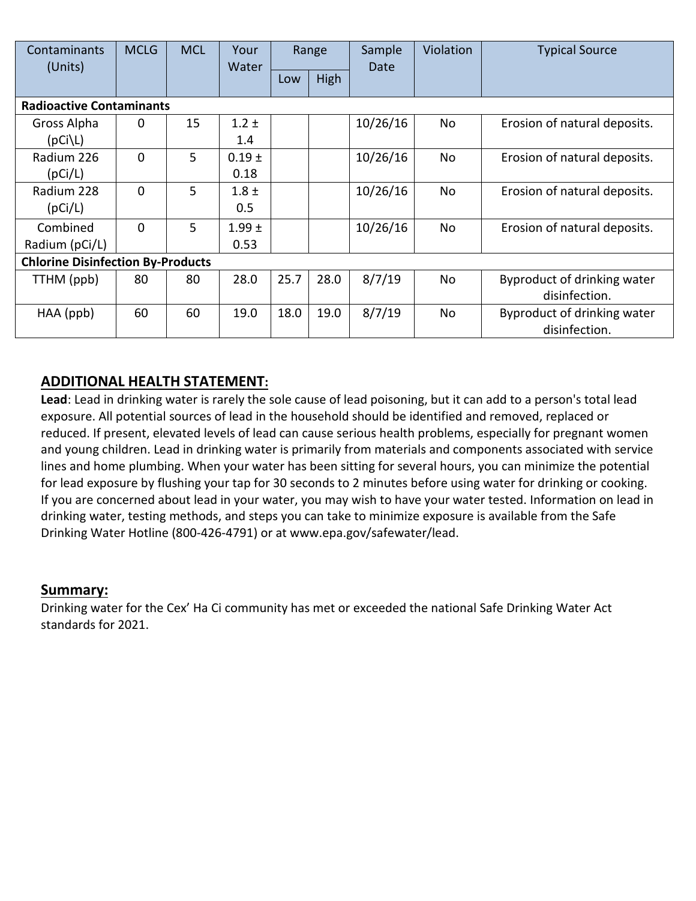| Contaminants (Units) | MCLG | MCL | Your Water | Range | | Sample Date | Violation | Typical Source |
|---|---|---|---|---|---|---|---|---|
| | | | | Low | High | | | |
| **Radioactive Contaminants** | | | | | | | | |
| Gross Alpha (pCi\L) | 0 | 15 | 1.2 ± 1.4 | | | 10/26/16 | No | Erosion of natural deposits. |
| Radium 226 (pCi/L) | 0 | 5 | 0.19 ± 0.18 | | | 10/26/16 | No | Erosion of natural deposits. |
| Radium 228 (pCi/L) | 0 | 5 | 1.8 ± 0.5 | | | 10/26/16 | No | Erosion of natural deposits. |
| Combined Radium (pCi/L) | 0 | 5 | 1.99 ± 0.53 | | | 10/26/16 | No | Erosion of natural deposits. |
| **Chlorine Disinfection By-Products** | | | | | | | | |
| TTHM (ppb) | 80 | 80 | 28.0 | 25.7 | 28.0 | 8/7/19 | No | Byproduct of drinking water disinfection. |
| HAA (ppb) | 60 | 60 | 19.0 | 18.0 | 19.0 | 8/7/19 | No | Byproduct of drinking water disinfection. |

## ADDITIONAL HEALTH STATEMENT:

**Lead**: Lead in drinking water is rarely the sole cause of lead poisoning, but it can add to a person's total lead exposure. All potential sources of lead in the household should be identified and removed, replaced or reduced. If present, elevated levels of lead can cause serious health problems, especially for pregnant women and young children. Lead in drinking water is primarily from materials and components associated with service lines and home plumbing. When your water has been sitting for several hours, you can minimize the potential for lead exposure by flushing your tap for 30 seconds to 2 minutes before using water for drinking or cooking. If you are concerned about lead in your water, you may wish to have your water tested. Information on lead in drinking water, testing methods, and steps you can take to minimize exposure is available from the Safe Drinking Water Hotline (800-426-4791) or at www.epa.gov/safewater/lead.

## Summary:

Drinking water for the Cex' Ha Ci community has met or exceeded the national Safe Drinking Water Act standards for 2021.